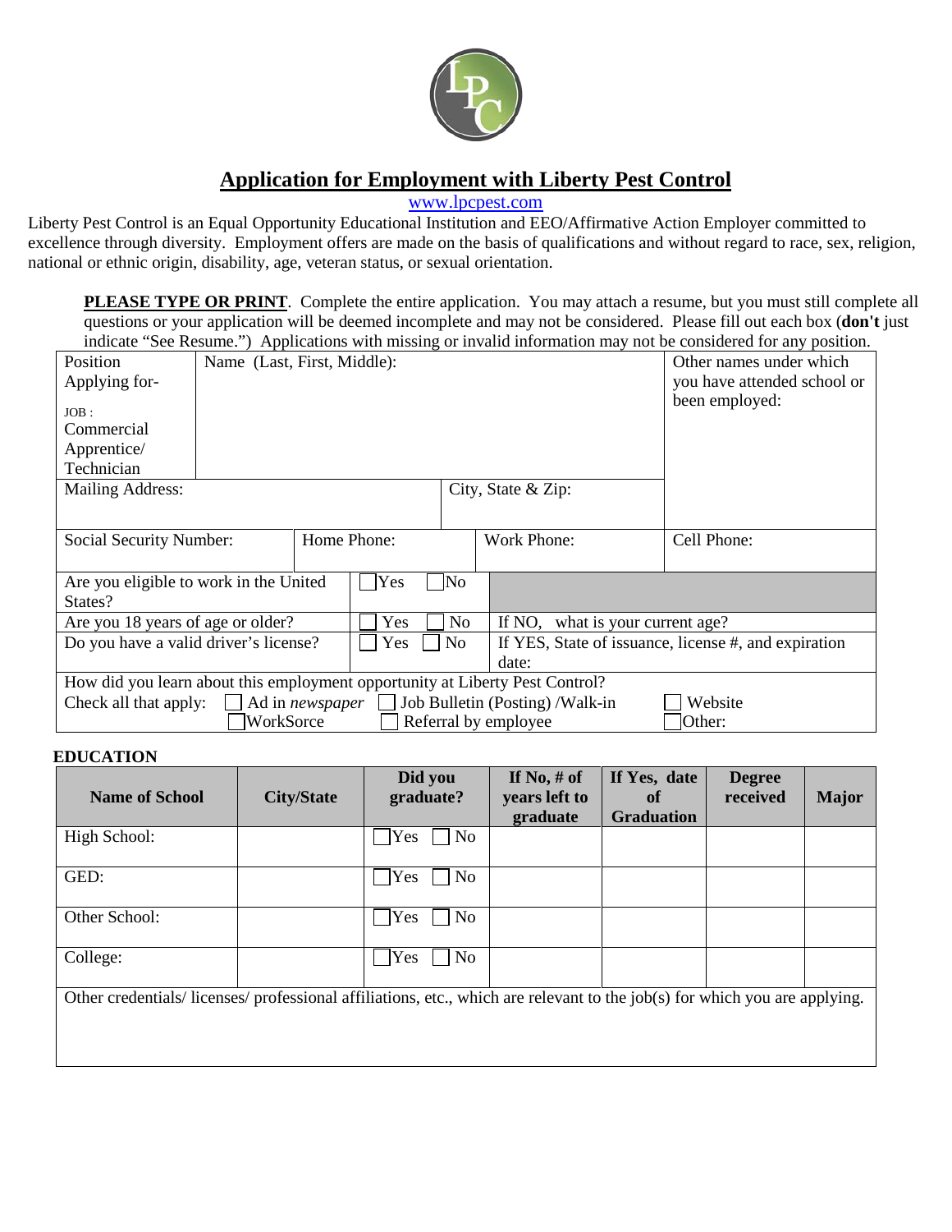# Application for Employment with Liberty Pest Control

www.lpcpest.com

Liberty Pest Control is an Equal Opportunity Educational Institution and EEO/Affirmative Action Employer committed to excellence through diversity. Employment offers are made on the basis of qualifications and without regard to race, sex, religion, national or ethnic origin, disability, age, veteran status, or sexual orientation.

**PLEASE TYPE OR PRINT**. Complete the entire application. You may attach a resume, but you must still complete all questions or your application will be deemed incomplete and may not be considered. Please fill out each box (**don't** just indicate "See Resume.") Applications with missing or invalid information may not be considered for any position.

| Position Applying for- JOB : Commercial Apprentice/ Technician | Name (Last, First, Middle): | | Other names under which you have attended school or been employed: |
|---|---|---|---|
| Mailing Address: | | City, State & Zip: | |
| Social Security Number: | Home Phone: | Work Phone: | Cell Phone: |

| Question | Answer | Details |
|---|---|---|
| Are you eligible to work in the United States? | ☐ Yes ☐ No | |
| Are you 18 years of age or older? | ☐ Yes ☐ No | If NO, what is your current age? |
| Do you have a valid driver's license? | ☐ Yes ☐ No | If YES, State of issuance, license #, and expiration date: |

How did you learn about this employment opportunity at Liberty Pest Control?

Check all that apply: ☐ Ad in *newspaper* ☐ Job Bulletin (Posting) /Walk-in ☐ Website ☐ WorkSorce ☐ Referral by employee ☐ Other:

## EDUCATION

| Name of School | City/State | Did you graduate? | If No, # of years left to graduate | If Yes, date of Graduation | Degree received | Major |
|---|---|---|---|---|---|---|
| High School: | | ☐ Yes ☐ No | | | | |
| GED: | | ☐ Yes ☐ No | | | | |
| Other School: | | ☐ Yes ☐ No | | | | |
| College: | | ☐ Yes ☐ No | | | | |

Other credentials/ licenses/ professional affiliations, etc., which are relevant to the job(s) for which you are applying.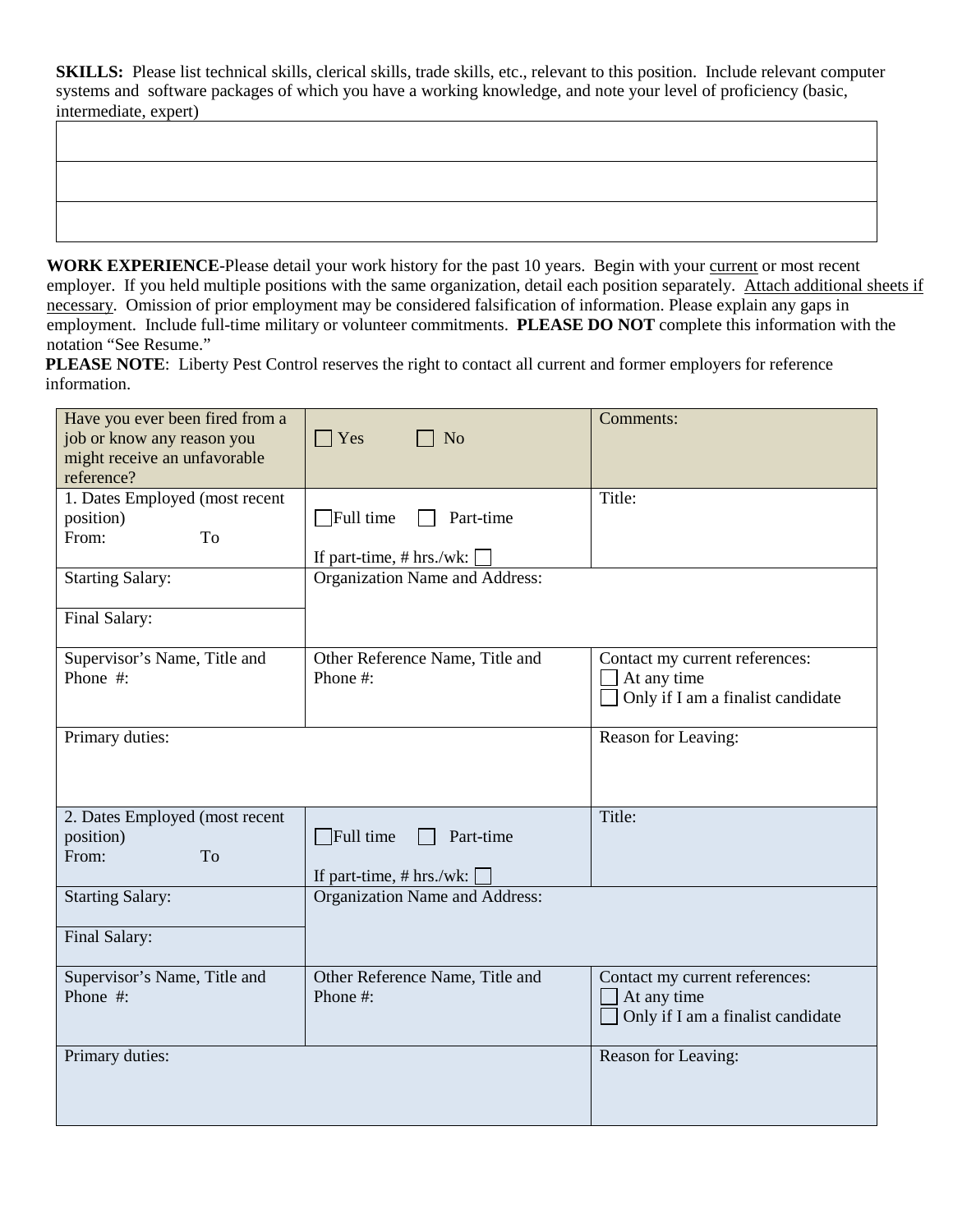**SKILLS:** Please list technical skills, clerical skills, trade skills, etc., relevant to this position. Include relevant computer systems and software packages of which you have a working knowledge, and note your level of proficiency (basic, intermediate, expert)

| |
|---|
| |
| |
| |

**WORK EXPERIENCE**-Please detail your work history for the past 10 years. Begin with your current or most recent employer. If you held multiple positions with the same organization, detail each position separately. Attach additional sheets if necessary. Omission of prior employment may be considered falsification of information. Please explain any gaps in employment. Include full-time military or volunteer commitments. **PLEASE DO NOT** complete this information with the notation "See Resume."

**PLEASE NOTE**: Liberty Pest Control reserves the right to contact all current and former employers for reference information.

| | | |
|---|---|---|
| Have you ever been fired from a job or know any reason you might receive an unfavorable reference? | ☐ Yes ☐ No | Comments: |
| 1. Dates Employed (most recent position) From: To | ☐ Full time ☐ Part-time<br>If part-time, # hrs./wk: ☐ | Title: |
| Starting Salary:<br>Final Salary: | Organization Name and Address: | |
| Supervisor's Name, Title and Phone #: | Other Reference Name, Title and Phone #: | Contact my current references:<br>☐ At any time<br>☐ Only if I am a finalist candidate |
| Primary duties: | | Reason for Leaving: |
| 2. Dates Employed (most recent position) From: To | ☐ Full time ☐ Part-time<br>If part-time, # hrs./wk: ☐ | Title: |
| Starting Salary:<br>Final Salary: | Organization Name and Address: | |
| Supervisor's Name, Title and Phone #: | Other Reference Name, Title and Phone #: | Contact my current references:<br>☐ At any time<br>☐ Only if I am a finalist candidate |
| Primary duties: | | Reason for Leaving: |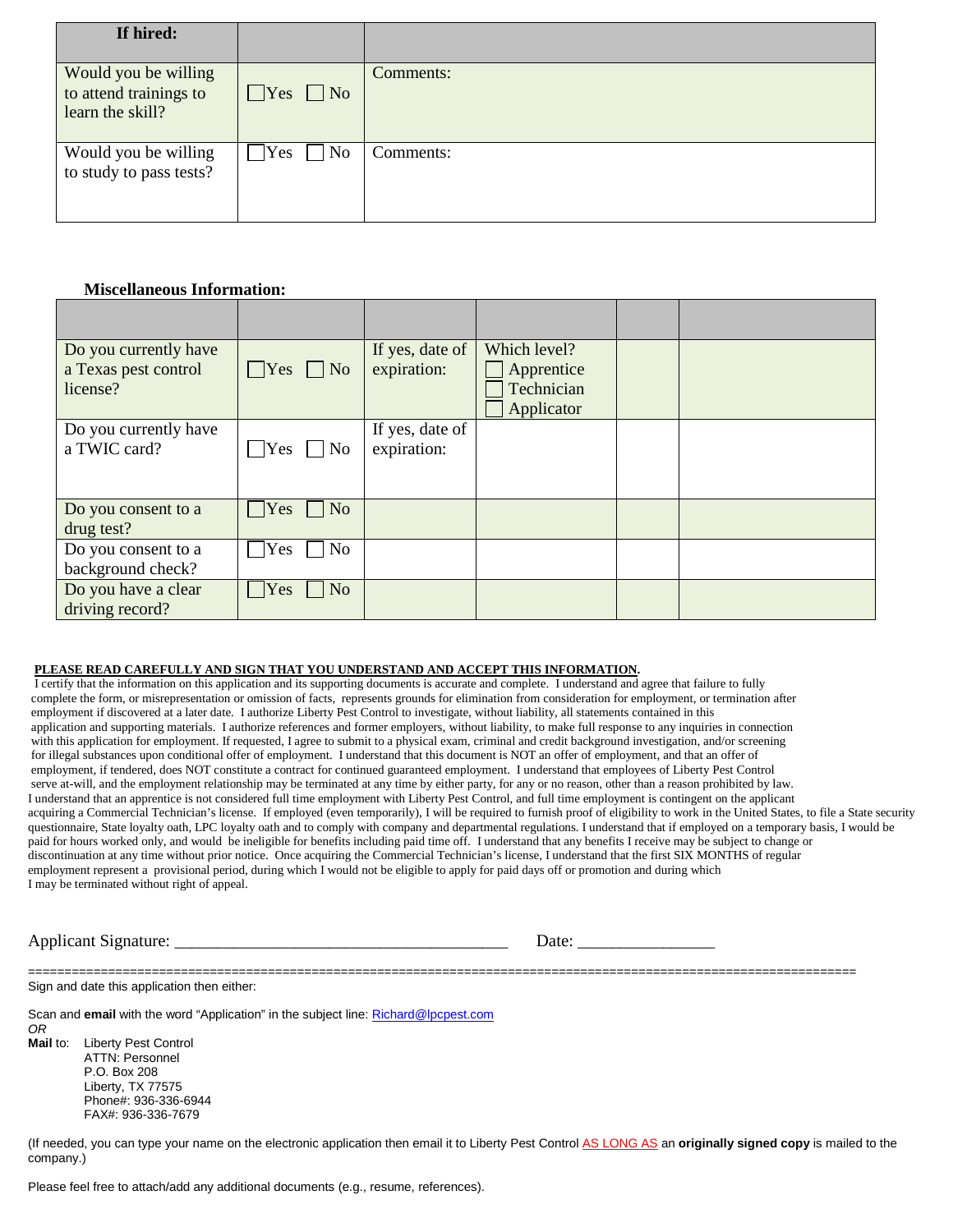| If hired: | | |
|---|---|---|
| Would you be willing to attend trainings to learn the skill? | ☐Yes ☐No | Comments: |
| Would you be willing to study to pass tests? | ☐Yes ☐No | Comments: |

**Miscellaneous Information:**

| | | | | | |
|---|---|---|---|---|---|
| Do you currently have a Texas pest control license? | ☐Yes ☐No | If yes, date of expiration: | Which level? ☐ Apprentice ☐ Technician ☐ Applicator | | |
| Do you currently have a TWIC card? | ☐Yes ☐No | If yes, date of expiration: | | | |
| Do you consent to a drug test? | ☐Yes ☐No | | | | |
| Do you consent to a background check? | ☐Yes ☐No | | | | |
| Do you have a clear driving record? | ☐Yes ☐No | | | | |

**PLEASE READ CAREFULLY AND SIGN THAT YOU UNDERSTAND AND ACCEPT THIS INFORMATION.**

I certify that the information on this application and its supporting documents is accurate and complete. I understand and agree that failure to fully complete the form, or misrepresentation or omission of facts, represents grounds for elimination from consideration for employment, or termination after employment if discovered at a later date. I authorize Liberty Pest Control to investigate, without liability, all statements contained in this application and supporting materials. I authorize references and former employers, without liability, to make full response to any inquiries in connection with this application for employment. If requested, I agree to submit to a physical exam, criminal and credit background investigation, and/or screening for illegal substances upon conditional offer of employment. I understand that this document is NOT an offer of employment, and that an offer of employment, if tendered, does NOT constitute a contract for continued guaranteed employment. I understand that employees of Liberty Pest Control serve at-will, and the employment relationship may be terminated at any time by either party, for any or no reason, other than a reason prohibited by law. I understand that an apprentice is not considered full time employment with Liberty Pest Control, and full time employment is contingent on the applicant acquiring a Commercial Technician's license. If employed (even temporarily), I will be required to furnish proof of eligibility to work in the United States, to file a State security questionnaire, State loyalty oath, LPC loyalty oath and to comply with company and departmental regulations. I understand that if employed on a temporary basis, I would be paid for hours worked only, and would be ineligible for benefits including paid time off. I understand that any benefits I receive may be subject to change or discontinuation at any time without prior notice. Once acquiring the Commercial Technician's license, I understand that the first SIX MONTHS of regular employment represent a provisional period, during which I would not be eligible to apply for paid days off or promotion and during which I may be terminated without right of appeal.

Applicant Signature: _______________________________________ Date: ________________

===========================================================================================================

Sign and date this application then either:

Scan and **email** with the word "Application" in the subject line: Richard@lpcpest.com

*OR*

**Mail** to: Liberty Pest Control
ATTN: Personnel
P.O. Box 208
Liberty, TX 77575
Phone#: 936-336-6944
FAX#: 936-336-7679

(If needed, you can type your name on the electronic application then email it to Liberty Pest Control AS LONG AS an **originally signed copy** is mailed to the company.)

Please feel free to attach/add any additional documents (e.g., resume, references).